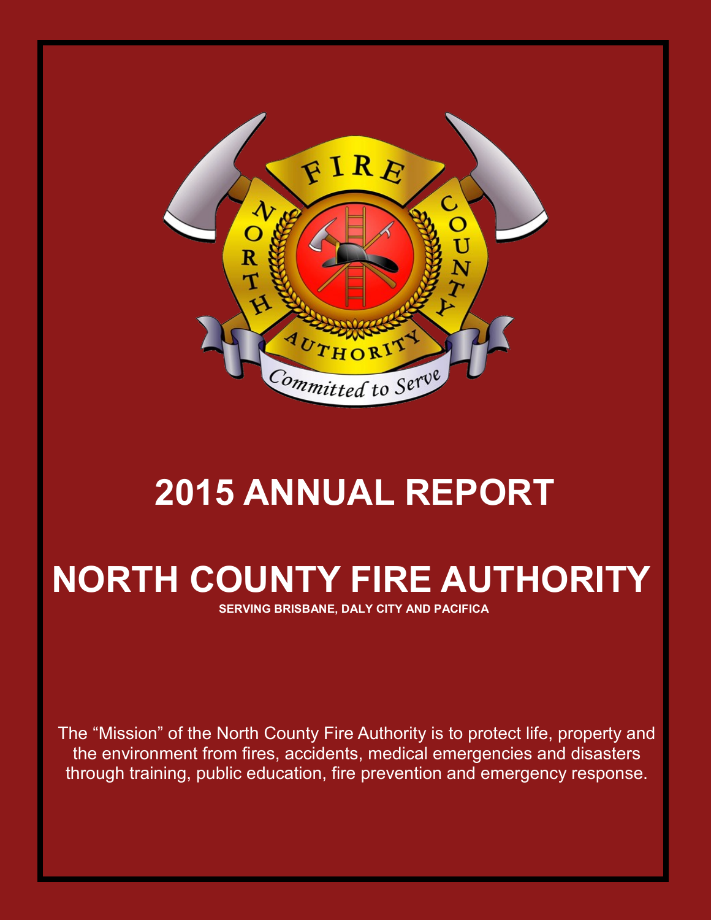# 2015 ANNUAL REPORT

# NORTH COUNTY FIRE AUTHORITY

**SERVING BRISBANE, DALY CITY AND PACIFICA**

The "Mission" of the North County Fire Authority is to protect life, property and the environment from fires, accidents, medical emergencies and disasters through training, public education, fire prevention and emergency response.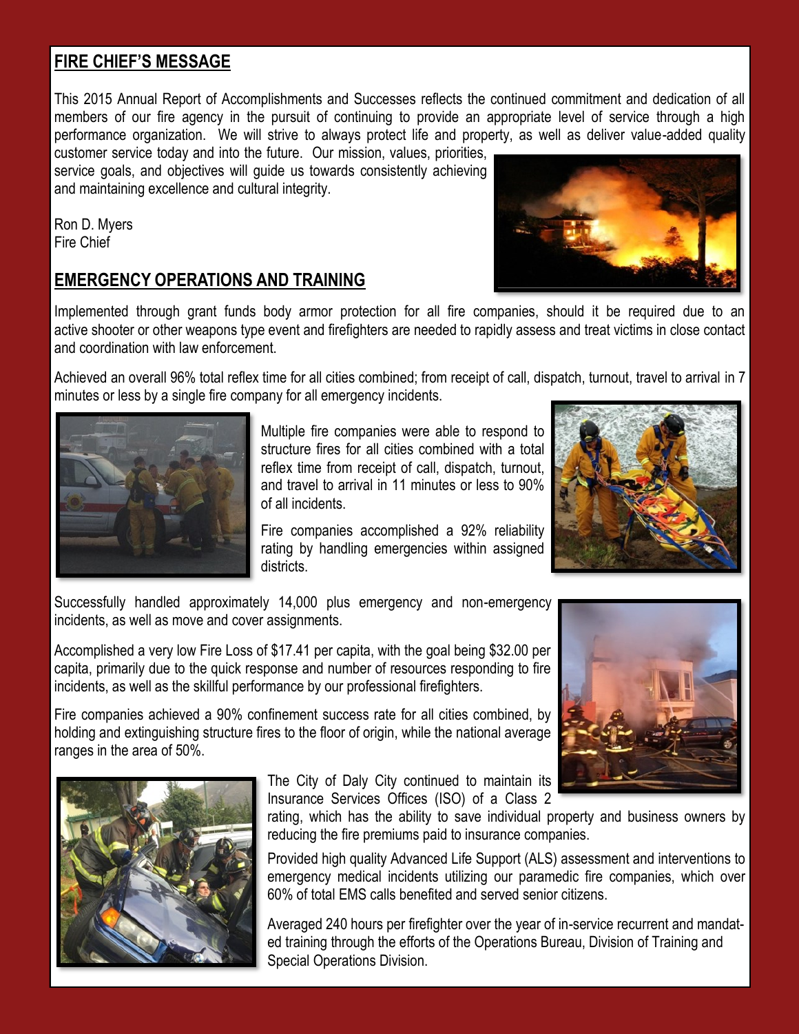## FIRE CHIEF'S MESSAGE

This 2015 Annual Report of Accomplishments and Successes reflects the continued commitment and dedication of all members of our fire agency in the pursuit of continuing to provide an appropriate level of service through a high performance organization. We will strive to always protect life and property, as well as deliver value-added quality customer service today and into the future. Our mission, values, priorities, service goals, and objectives will guide us towards consistently achieving and maintaining excellence and cultural integrity.

Ron D. Myers
Fire Chief

## EMERGENCY OPERATIONS AND TRAINING

Implemented through grant funds body armor protection for all fire companies, should it be required due to an active shooter or other weapons type event and firefighters are needed to rapidly assess and treat victims in close contact and coordination with law enforcement.

Achieved an overall 96% total reflex time for all cities combined; from receipt of call, dispatch, turnout, travel to arrival in 7 minutes or less by a single fire company for all emergency incidents.

Multiple fire companies were able to respond to structure fires for all cities combined with a total reflex time from receipt of call, dispatch, turnout, and travel to arrival in 11 minutes or less to 90% of all incidents.

Fire companies accomplished a 92% reliability rating by handling emergencies within assigned districts.

Successfully handled approximately 14,000 plus emergency and non-emergency incidents, as well as move and cover assignments.

Accomplished a very low Fire Loss of $17.41 per capita, with the goal being $32.00 per capita, primarily due to the quick response and number of resources responding to fire incidents, as well as the skillful performance by our professional firefighters.

Fire companies achieved a 90% confinement success rate for all cities combined, by holding and extinguishing structure fires to the floor of origin, while the national average ranges in the area of 50%.

The City of Daly City continued to maintain its Insurance Services Offices (ISO) of a Class 2 rating, which has the ability to save individual property and business owners by reducing the fire premiums paid to insurance companies.

Provided high quality Advanced Life Support (ALS) assessment and interventions to emergency medical incidents utilizing our paramedic fire companies, which over 60% of total EMS calls benefited and served senior citizens.

Averaged 240 hours per firefighter over the year of in-service recurrent and mandated training through the efforts of the Operations Bureau, Division of Training and Special Operations Division.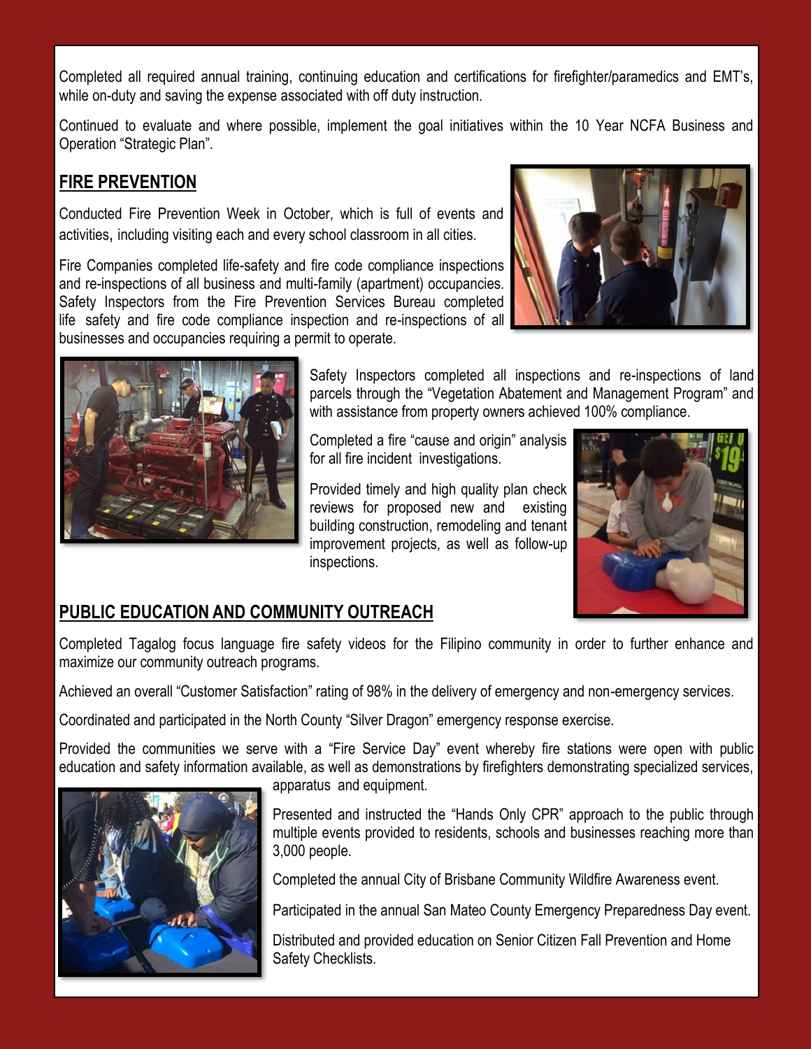Completed all required annual training, continuing education and certifications for firefighter/paramedics and EMT's, while on-duty and saving the expense associated with off duty instruction.

Continued to evaluate and where possible, implement the goal initiatives within the 10 Year NCFA Business and Operation "Strategic Plan".

## FIRE PREVENTION

Conducted Fire Prevention Week in October, which is full of events and activities, including visiting each and every school classroom in all cities.

Fire Companies completed life-safety and fire code compliance inspections and re-inspections of all business and multi-family (apartment) occupancies. Safety Inspectors from the Fire Prevention Services Bureau completed life safety and fire code compliance inspection and re-inspections of all businesses and occupancies requiring a permit to operate.

Safety Inspectors completed all inspections and re-inspections of land parcels through the "Vegetation Abatement and Management Program" and with assistance from property owners achieved 100% compliance.

Completed a fire "cause and origin" analysis for all fire incident investigations.

Provided timely and high quality plan check reviews for proposed new and existing building construction, remodeling and tenant improvement projects, as well as follow-up inspections.

## PUBLIC EDUCATION AND COMMUNITY OUTREACH

Completed Tagalog focus language fire safety videos for the Filipino community in order to further enhance and maximize our community outreach programs.

Achieved an overall "Customer Satisfaction" rating of 98% in the delivery of emergency and non-emergency services.

Coordinated and participated in the North County "Silver Dragon" emergency response exercise.

Provided the communities we serve with a "Fire Service Day" event whereby fire stations were open with public education and safety information available, as well as demonstrations by firefighters demonstrating specialized services, apparatus and equipment.

Presented and instructed the "Hands Only CPR" approach to the public through multiple events provided to residents, schools and businesses reaching more than 3,000 people.

Completed the annual City of Brisbane Community Wildfire Awareness event.

Participated in the annual San Mateo County Emergency Preparedness Day event.

Distributed and provided education on Senior Citizen Fall Prevention and Home Safety Checklists.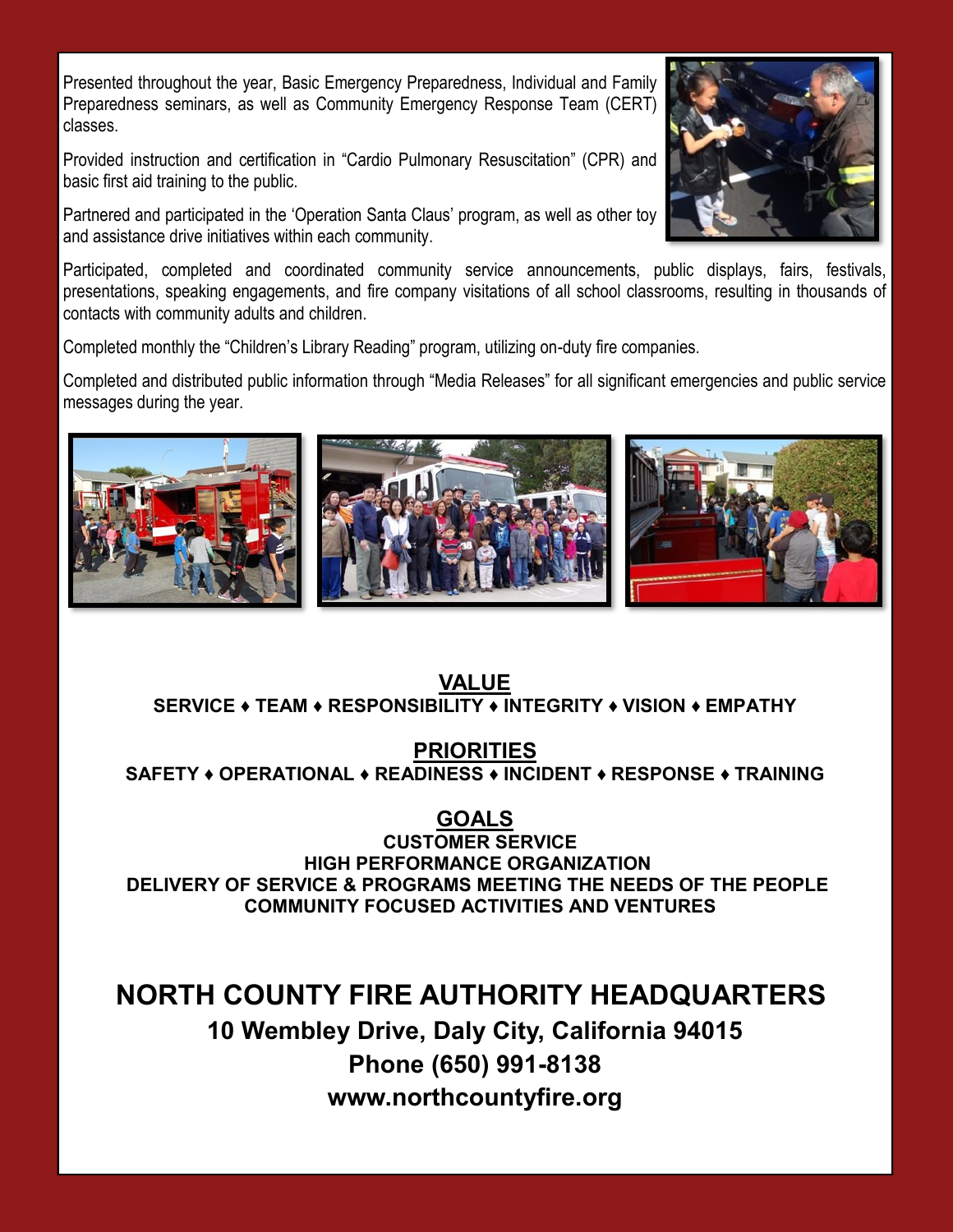Presented throughout the year, Basic Emergency Preparedness, Individual and Family Preparedness seminars, as well as Community Emergency Response Team (CERT) classes.

Provided instruction and certification in "Cardio Pulmonary Resuscitation" (CPR) and basic first aid training to the public.

Partnered and participated in the 'Operation Santa Claus' program, as well as other toy and assistance drive initiatives within each community.

Participated, completed and coordinated community service announcements, public displays, fairs, festivals, presentations, speaking engagements, and fire company visitations of all school classrooms, resulting in thousands of contacts with community adults and children.

Completed monthly the "Children's Library Reading" program, utilizing on-duty fire companies.

Completed and distributed public information through "Media Releases" for all significant emergencies and public service messages during the year.

## VALUE

**SERVICE ♦ TEAM ♦ RESPONSIBILITY ♦ INTEGRITY ♦ VISION ♦ EMPATHY**

## PRIORITIES

**SAFETY ♦ OPERATIONAL ♦ READINESS ♦ INCIDENT ♦ RESPONSE ♦ TRAINING**

## GOALS

**CUSTOMER SERVICE**
**HIGH PERFORMANCE ORGANIZATION**
**DELIVERY OF SERVICE & PROGRAMS MEETING THE NEEDS OF THE PEOPLE**
**COMMUNITY FOCUSED ACTIVITIES AND VENTURES**

# NORTH COUNTY FIRE AUTHORITY HEADQUARTERS

**10 Wembley Drive, Daly City, California 94015**
**Phone (650) 991-8138**
**www.northcountyfire.org**